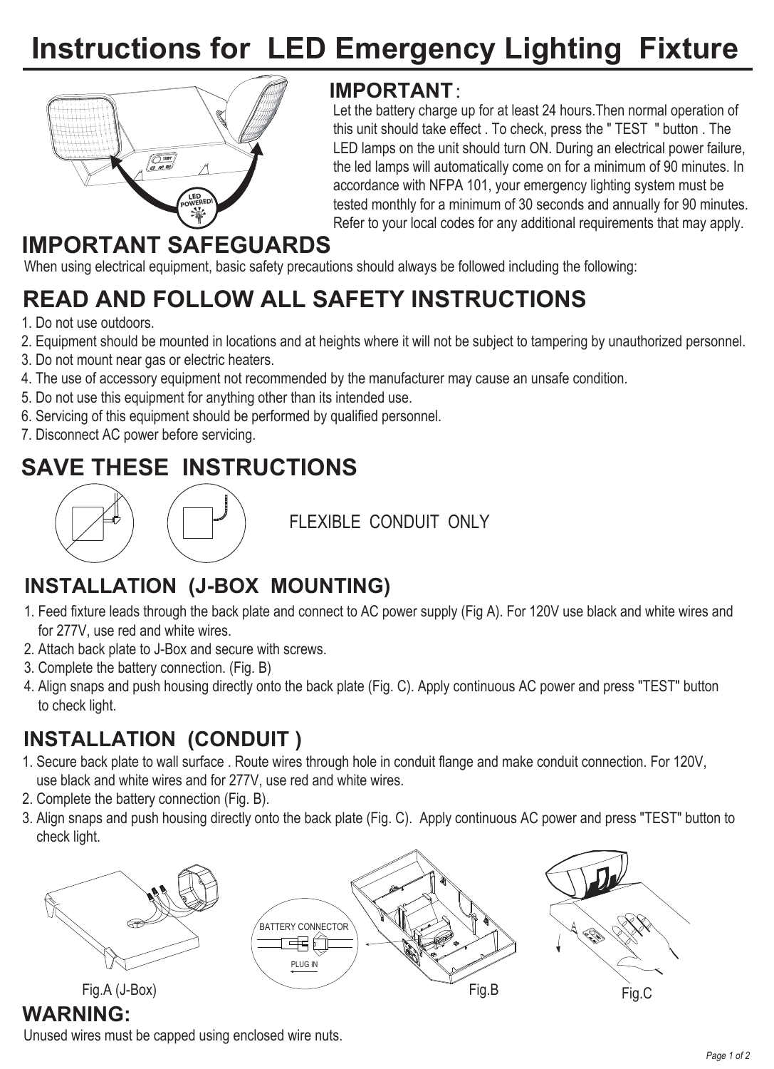# Instructions for LED Emergency Lighting Fixture

## IMPORTANT:

Let the battery charge up for at least 24 hours.Then normal operation of this unit should take effect . To check, press the " TEST " button . The LED lamps on the unit should turn ON. During an electrical power failure, the led lamps will automatically come on for a minimum of 90 minutes. In accordance with NFPA 101, your emergency lighting system must be tested monthly for a minimum of 30 seconds and annually for 90 minutes. Refer to your local codes for any additional requirements that may apply.

## IMPORTANT SAFEGUARDS

When using electrical equipment, basic safety precautions should always be followed including the following:

## READ AND FOLLOW ALL SAFETY INSTRUCTIONS

1. Do not use outdoors.
2. Equipment should be mounted in locations and at heights where it will not be subject to tampering by unauthorized personnel.
3. Do not mount near gas or electric heaters.
4. The use of accessory equipment not recommended by the manufacturer may cause an unsafe condition.
5. Do not use this equipment for anything other than its intended use.
6. Servicing of this equipment should be performed by qualified personnel.
7. Disconnect AC power before servicing.

## SAVE THESE INSTRUCTIONS

FLEXIBLE CONDUIT ONLY

## INSTALLATION (J-BOX MOUNTING)

1. Feed fixture leads through the back plate and connect to AC power supply (Fig A). For 120V use black and white wires and for 277V, use red and white wires.
2. Attach back plate to J-Box and secure with screws.
3. Complete the battery connection. (Fig. B)
4. Align snaps and push housing directly onto the back plate (Fig. C). Apply continuous AC power and press "TEST" button to check light.

## INSTALLATION (CONDUIT )

1. Secure back plate to wall surface . Route wires through hole in conduit flange and make conduit connection. For 120V, use black and white wires and for 277V, use red and white wires.
2. Complete the battery connection (Fig. B).
3. Align snaps and push housing directly onto the back plate (Fig. C). Apply continuous AC power and press "TEST" button to check light.

Fig.A (J-Box)

BATTERY CONNECTOR

PLUG IN

Fig.B

Fig.C

## WARNING:

Unused wires must be capped using enclosed wire nuts.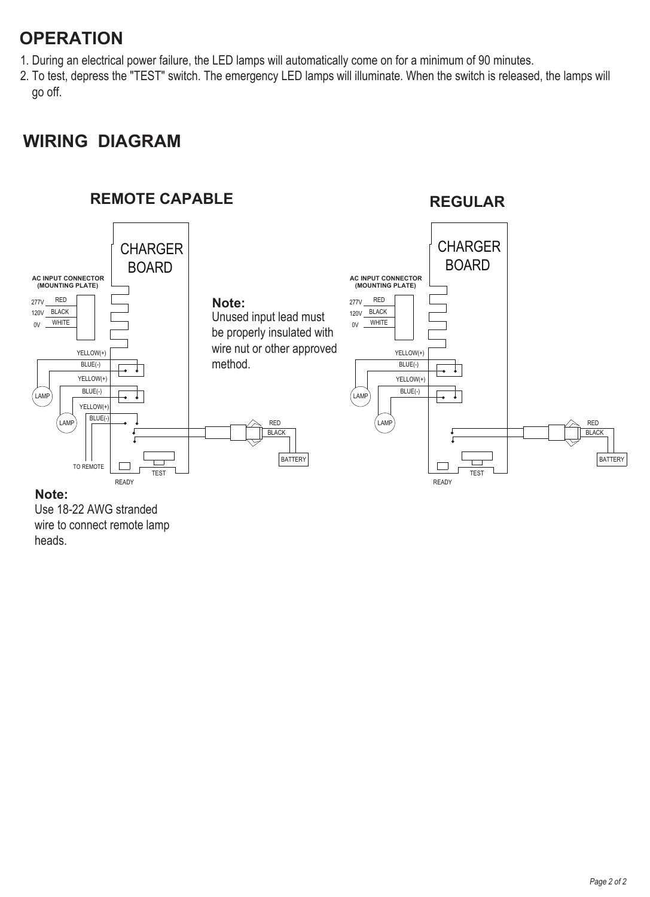## OPERATION

1. During an electrical power failure, the LED lamps will automatically come on for a minimum of 90 minutes.
2. To test, depress the "TEST" switch. The emergency LED lamps will illuminate. When the switch is released, the lamps will go off.

## WIRING DIAGRAM

### REMOTE CAPABLE

CHARGER BOARD

AC INPUT CONNECTOR (MOUNTING PLATE)

277V RED
120V BLACK
0V WHITE

YELLOW(+)
BLUE(-)
YELLOW(+)
BLUE(-)
YELLOW(+)
BLUE(-)

LAMP
LAMP

TO REMOTE

READY
TEST

RED
BLACK
BATTERY

**Note:**
Unused input lead must be properly insulated with wire nut or other approved method.

**Note:**
Use 18-22 AWG stranded wire to connect remote lamp heads.

### REGULAR

CHARGER BOARD

AC INPUT CONNECTOR (MOUNTING PLATE)

277V RED
120V BLACK
0V WHITE

YELLOW(+)
BLUE(-)
YELLOW(+)
BLUE(-)

LAMP
LAMP

READY
TEST

RED
BLACK
BATTERY